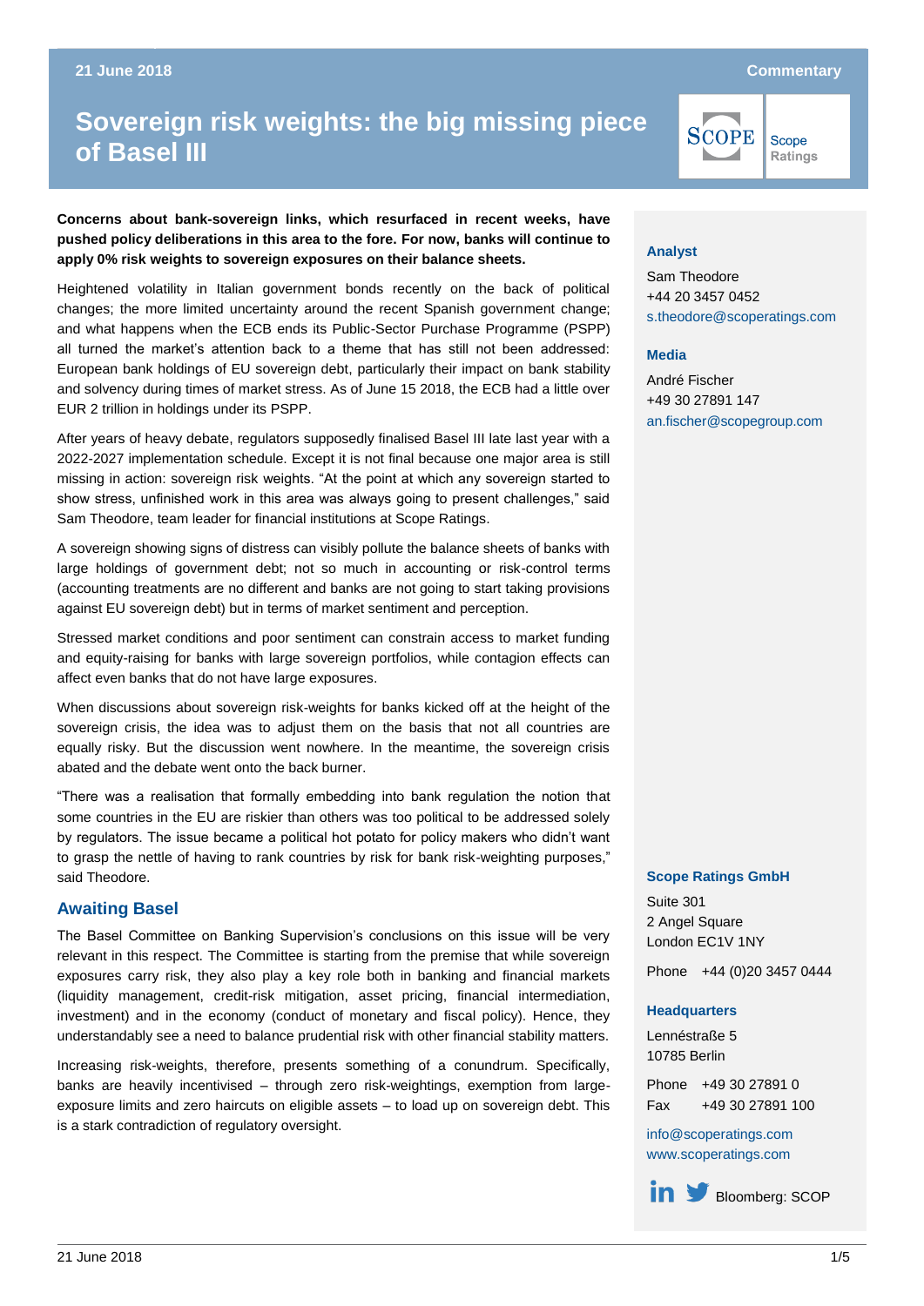21 June 2018

Commentary

# Sovereign risk weights: the big missing piece of Basel III

**Concerns about bank-sovereign links, which resurfaced in recent weeks, have pushed policy deliberations in this area to the fore. For now, banks will continue to apply 0% risk weights to sovereign exposures on their balance sheets.**

Heightened volatility in Italian government bonds recently on the back of political changes; the more limited uncertainty around the recent Spanish government change; and what happens when the ECB ends its Public-Sector Purchase Programme (PSPP) all turned the market's attention back to a theme that has still not been addressed: European bank holdings of EU sovereign debt, particularly their impact on bank stability and solvency during times of market stress. As of June 15 2018, the ECB had a little over EUR 2 trillion in holdings under its PSPP.

After years of heavy debate, regulators supposedly finalised Basel III late last year with a 2022-2027 implementation schedule. Except it is not final because one major area is still missing in action: sovereign risk weights. "At the point at which any sovereign started to show stress, unfinished work in this area was always going to present challenges," said Sam Theodore, team leader for financial institutions at Scope Ratings.

A sovereign showing signs of distress can visibly pollute the balance sheets of banks with large holdings of government debt; not so much in accounting or risk-control terms (accounting treatments are no different and banks are not going to start taking provisions against EU sovereign debt) but in terms of market sentiment and perception.

Stressed market conditions and poor sentiment can constrain access to market funding and equity-raising for banks with large sovereign portfolios, while contagion effects can affect even banks that do not have large exposures.

When discussions about sovereign risk-weights for banks kicked off at the height of the sovereign crisis, the idea was to adjust them on the basis that not all countries are equally risky. But the discussion went nowhere. In the meantime, the sovereign crisis abated and the debate went onto the back burner.

"There was a realisation that formally embedding into bank regulation the notion that some countries in the EU are riskier than others was too political to be addressed solely by regulators. The issue became a political hot potato for policy makers who didn't want to grasp the nettle of having to rank countries by risk for bank risk-weighting purposes," said Theodore.

## Awaiting Basel

The Basel Committee on Banking Supervision's conclusions on this issue will be very relevant in this respect. The Committee is starting from the premise that while sovereign exposures carry risk, they also play a key role both in banking and financial markets (liquidity management, credit-risk mitigation, asset pricing, financial intermediation, investment) and in the economy (conduct of monetary and fiscal policy). Hence, they understandably see a need to balance prudential risk with other financial stability matters.

Increasing risk-weights, therefore, presents something of a conundrum. Specifically, banks are heavily incentivised – through zero risk-weightings, exemption from large-exposure limits and zero haircuts on eligible assets – to load up on sovereign debt. This is a stark contradiction of regulatory oversight.

**Analyst**

Sam Theodore
+44 20 3457 0452
s.theodore@scoperatings.com

**Media**

André Fischer
+49 30 27891 147
an.fischer@scopegroup.com

**Scope Ratings GmbH**

Suite 301
2 Angel Square
London EC1V 1NY

Phone +44 (0)20 3457 0444

**Headquarters**

Lennéstraße 5
10785 Berlin

Phone +49 30 27891 0
Fax +49 30 27891 100

info@scoperatings.com
www.scoperatings.com

Bloomberg: SCOP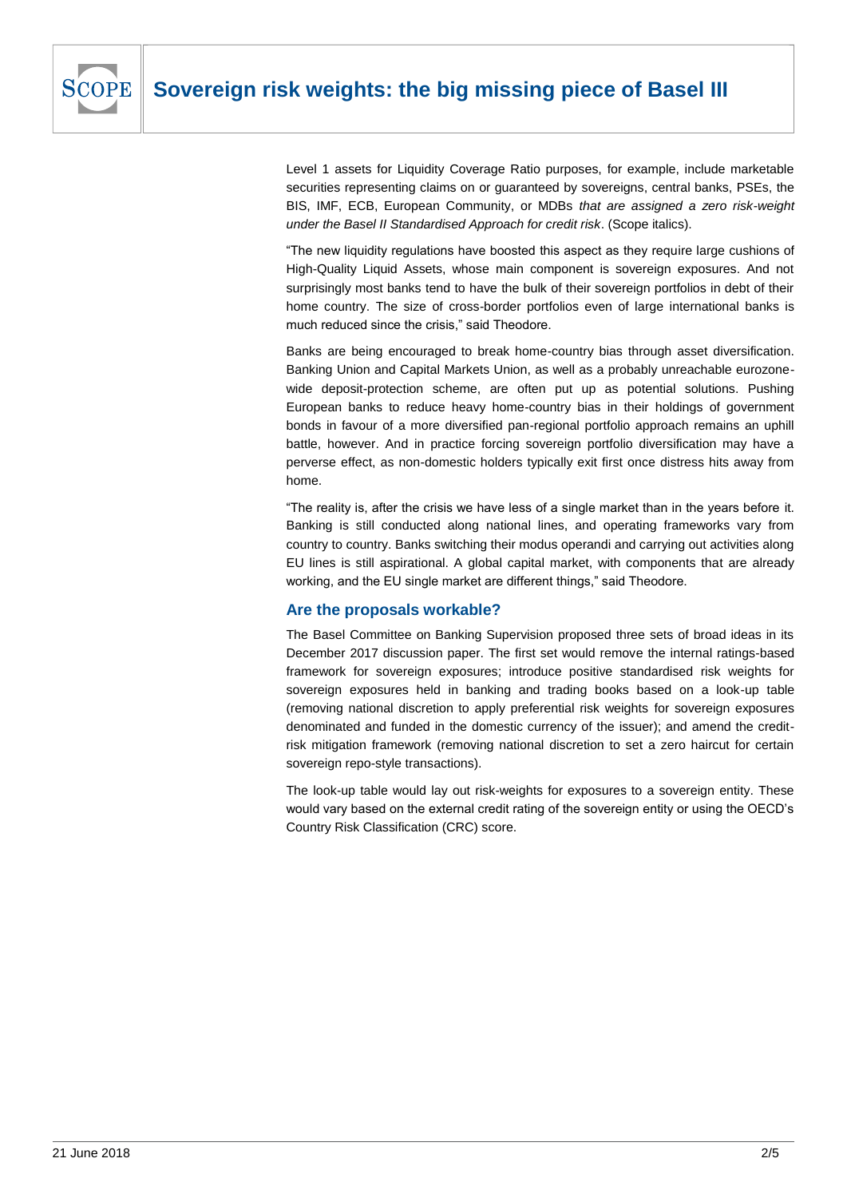Level 1 assets for Liquidity Coverage Ratio purposes, for example, include marketable securities representing claims on or guaranteed by sovereigns, central banks, PSEs, the BIS, IMF, ECB, European Community, or MDBs *that are assigned a zero risk-weight under the Basel II Standardised Approach for credit risk*. (Scope italics).

"The new liquidity regulations have boosted this aspect as they require large cushions of High-Quality Liquid Assets, whose main component is sovereign exposures. And not surprisingly most banks tend to have the bulk of their sovereign portfolios in debt of their home country. The size of cross-border portfolios even of large international banks is much reduced since the crisis," said Theodore.

Banks are being encouraged to break home-country bias through asset diversification. Banking Union and Capital Markets Union, as well as a probably unreachable eurozone-wide deposit-protection scheme, are often put up as potential solutions. Pushing European banks to reduce heavy home-country bias in their holdings of government bonds in favour of a more diversified pan-regional portfolio approach remains an uphill battle, however. And in practice forcing sovereign portfolio diversification may have a perverse effect, as non-domestic holders typically exit first once distress hits away from home.

"The reality is, after the crisis we have less of a single market than in the years before it. Banking is still conducted along national lines, and operating frameworks vary from country to country. Banks switching their modus operandi and carrying out activities along EU lines is still aspirational. A global capital market, with components that are already working, and the EU single market are different things," said Theodore.

## Are the proposals workable?

The Basel Committee on Banking Supervision proposed three sets of broad ideas in its December 2017 discussion paper. The first set would remove the internal ratings-based framework for sovereign exposures; introduce positive standardised risk weights for sovereign exposures held in banking and trading books based on a look-up table (removing national discretion to apply preferential risk weights for sovereign exposures denominated and funded in the domestic currency of the issuer); and amend the credit-risk mitigation framework (removing national discretion to set a zero haircut for certain sovereign repo-style transactions).

The look-up table would lay out risk-weights for exposures to a sovereign entity. These would vary based on the external credit rating of the sovereign entity or using the OECD's Country Risk Classification (CRC) score.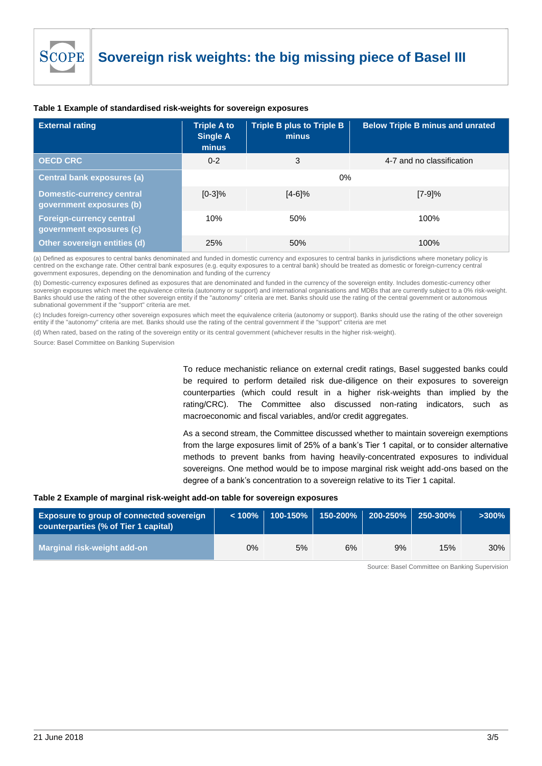**Table 1 Example of standardised risk-weights for sovereign exposures**

| External rating | Triple A to Single A minus | Triple B plus to Triple B minus | Below Triple B minus and unrated |
|---|---|---|---|
| OECD CRC | 0-2 | 3 | 4-7 and no classification |
| Central bank exposures (a) | | 0% | |
| Domestic-currency central government exposures (b) | [0-3]% | [4-6]% | [7-9]% |
| Foreign-currency central government exposures (c) | 10% | 50% | 100% |
| Other sovereign entities (d) | 25% | 50% | 100% |

(a) Defined as exposures to central banks denominated and funded in domestic currency and exposures to central banks in jurisdictions where monetary policy is centred on the exchange rate. Other central bank exposures (e.g. equity exposures to a central bank) should be treated as domestic or foreign-currency central government exposures, depending on the denomination and funding of the currency

(b) Domestic-currency exposures defined as exposures that are denominated and funded in the currency of the sovereign entity. Includes domestic-currency other sovereign exposures which meet the equivalence criteria (autonomy or support) and international organisations and MDBs that are currently subject to a 0% risk-weight. Banks should use the rating of the other sovereign entity if the "autonomy" criteria are met. Banks should use the rating of the central government or autonomous subnational government if the "support" criteria are met.

(c) Includes foreign-currency other sovereign exposures which meet the equivalence criteria (autonomy or support). Banks should use the rating of the other sovereign entity if the "autonomy" criteria are met. Banks should use the rating of the central government if the "support" criteria are met

(d) When rated, based on the rating of the sovereign entity or its central government (whichever results in the higher risk-weight).

Source: Basel Committee on Banking Supervision

To reduce mechanistic reliance on external credit ratings, Basel suggested banks could be required to perform detailed risk due-diligence on their exposures to sovereign counterparties (which could result in a higher risk-weights than implied by the rating/CRC). The Committee also discussed non-rating indicators, such as macroeconomic and fiscal variables, and/or credit aggregates.

As a second stream, the Committee discussed whether to maintain sovereign exemptions from the large exposures limit of 25% of a bank's Tier 1 capital, or to consider alternative methods to prevent banks from having heavily-concentrated exposures to individual sovereigns. One method would be to impose marginal risk weight add-ons based on the degree of a bank's concentration to a sovereign relative to its Tier 1 capital.

**Table 2 Example of marginal risk-weight add-on table for sovereign exposures**

| Exposure to group of connected sovereign counterparties (% of Tier 1 capital) | < 100% | 100-150% | 150-200% | 200-250% | 250-300% | >300% |
|---|---|---|---|---|---|---|
| Marginal risk-weight add-on | 0% | 5% | 6% | 9% | 15% | 30% |

Source: Basel Committee on Banking Supervision

21 June 2018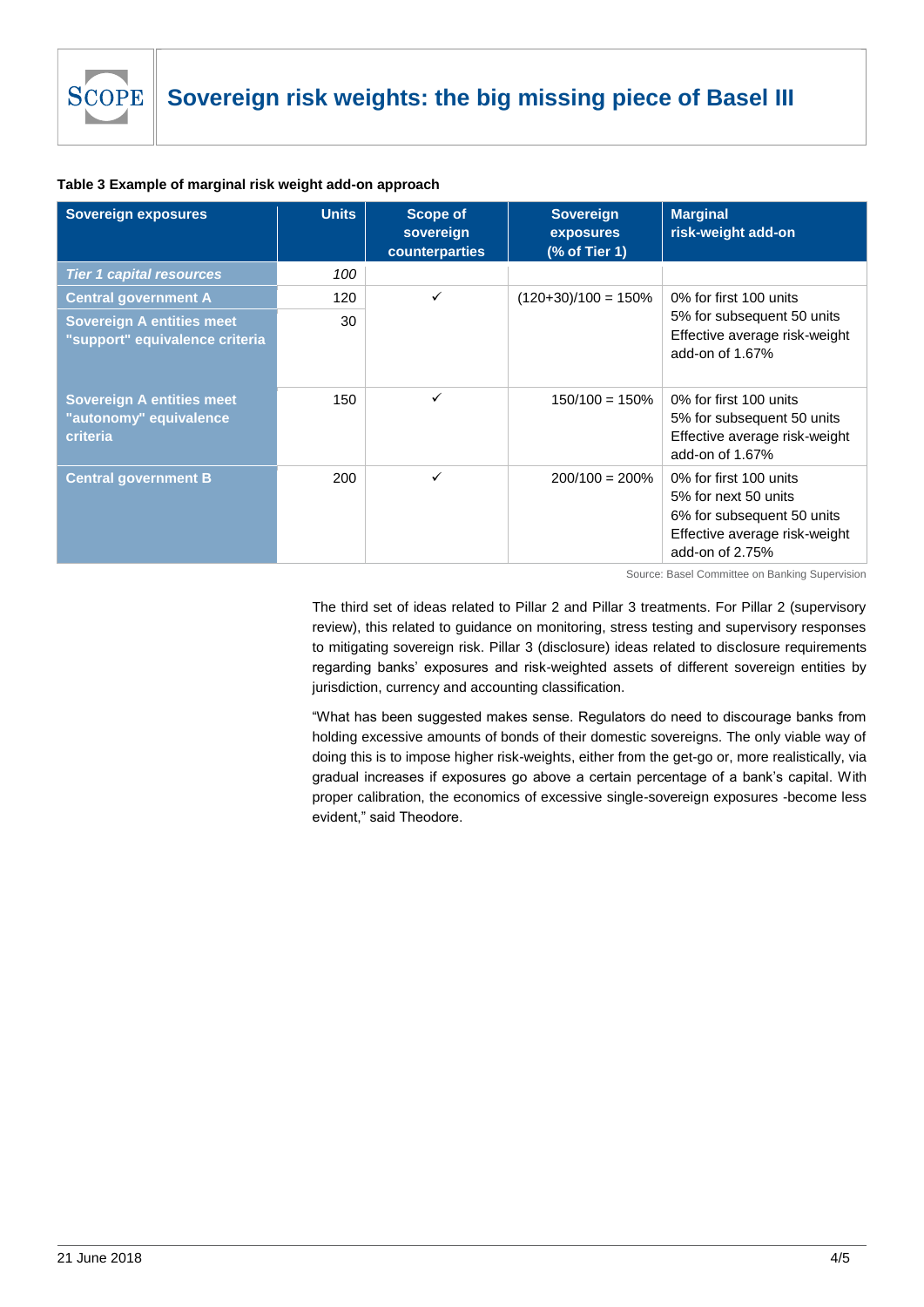**Table 3 Example of marginal risk weight add-on approach**

| Sovereign exposures | Units | Scope of sovereign counterparties | Sovereign exposures (% of Tier 1) | Marginal risk-weight add-on |
|---|---|---|---|---|
| *Tier 1 capital resources* | *100* | | | |
| Central government A | 120 | ✓ | (120+30)/100 = 150% | 0% for first 100 units<br>5% for subsequent 50 units<br>Effective average risk-weight add-on of 1.67% |
| Sovereign A entities meet "support" equivalence criteria | 30 | | | |
| Sovereign A entities meet "autonomy" equivalence criteria | 150 | ✓ | 150/100 = 150% | 0% for first 100 units<br>5% for subsequent 50 units<br>Effective average risk-weight add-on of 1.67% |
| Central government B | 200 | ✓ | 200/100 = 200% | 0% for first 100 units<br>5% for next 50 units<br>6% for subsequent 50 units<br>Effective average risk-weight add-on of 2.75% |

Source: Basel Committee on Banking Supervision

The third set of ideas related to Pillar 2 and Pillar 3 treatments. For Pillar 2 (supervisory review), this related to guidance on monitoring, stress testing and supervisory responses to mitigating sovereign risk. Pillar 3 (disclosure) ideas related to disclosure requirements regarding banks' exposures and risk-weighted assets of different sovereign entities by jurisdiction, currency and accounting classification.

"What has been suggested makes sense. Regulators do need to discourage banks from holding excessive amounts of bonds of their domestic sovereigns. The only viable way of doing this is to impose higher risk-weights, either from the get-go or, more realistically, via gradual increases if exposures go above a certain percentage of a bank's capital. With proper calibration, the economics of excessive single-sovereign exposures -become less evident," said Theodore.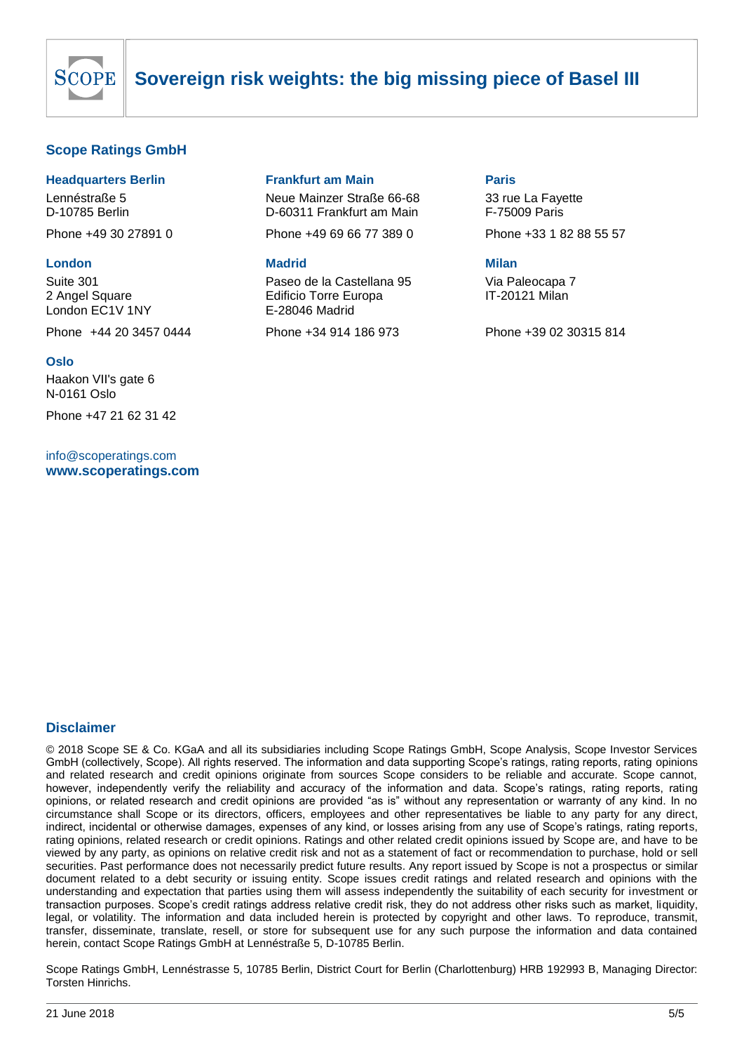## Scope Ratings GmbH

### Headquarters Berlin

Lennéstraße 5
D-10785 Berlin

Phone +49 30 27891 0

### Frankfurt am Main

Neue Mainzer Straße 66-68
D-60311 Frankfurt am Main

Phone +49 69 66 77 389 0

### Paris

33 rue La Fayette
F-75009 Paris

Phone +33 1 82 88 55 57

### London

Suite 301
2 Angel Square
London EC1V 1NY

Phone +44 20 3457 0444

### Madrid

Paseo de la Castellana 95
Edificio Torre Europa
E-28046 Madrid

Phone +34 914 186 973

### Milan

Via Paleocapa 7
IT-20121 Milan

Phone +39 02 30315 814

### Oslo

Haakon VII's gate 6
N-0161 Oslo

Phone +47 21 62 31 42

info@scoperatings.com
**www.scoperatings.com**

## Disclaimer

© 2018 Scope SE & Co. KGaA and all its subsidiaries including Scope Ratings GmbH, Scope Analysis, Scope Investor Services GmbH (collectively, Scope). All rights reserved. The information and data supporting Scope's ratings, rating reports, rating opinions and related research and credit opinions originate from sources Scope considers to be reliable and accurate. Scope cannot, however, independently verify the reliability and accuracy of the information and data. Scope's ratings, rating reports, rating opinions, or related research and credit opinions are provided "as is" without any representation or warranty of any kind. In no circumstance shall Scope or its directors, officers, employees and other representatives be liable to any party for any direct, indirect, incidental or otherwise damages, expenses of any kind, or losses arising from any use of Scope's ratings, rating reports, rating opinions, related research or credit opinions. Ratings and other related credit opinions issued by Scope are, and have to be viewed by any party, as opinions on relative credit risk and not as a statement of fact or recommendation to purchase, hold or sell securities. Past performance does not necessarily predict future results. Any report issued by Scope is not a prospectus or similar document related to a debt security or issuing entity. Scope issues credit ratings and related research and opinions with the understanding and expectation that parties using them will assess independently the suitability of each security for investment or transaction purposes. Scope's credit ratings address relative credit risk, they do not address other risks such as market, liquidity, legal, or volatility. The information and data included herein is protected by copyright and other laws. To reproduce, transmit, transfer, disseminate, translate, resell, or store for subsequent use for any such purpose the information and data contained herein, contact Scope Ratings GmbH at Lennéstraße 5, D-10785 Berlin.

Scope Ratings GmbH, Lennéstrasse 5, 10785 Berlin, District Court for Berlin (Charlottenburg) HRB 192993 B, Managing Director: Torsten Hinrichs.